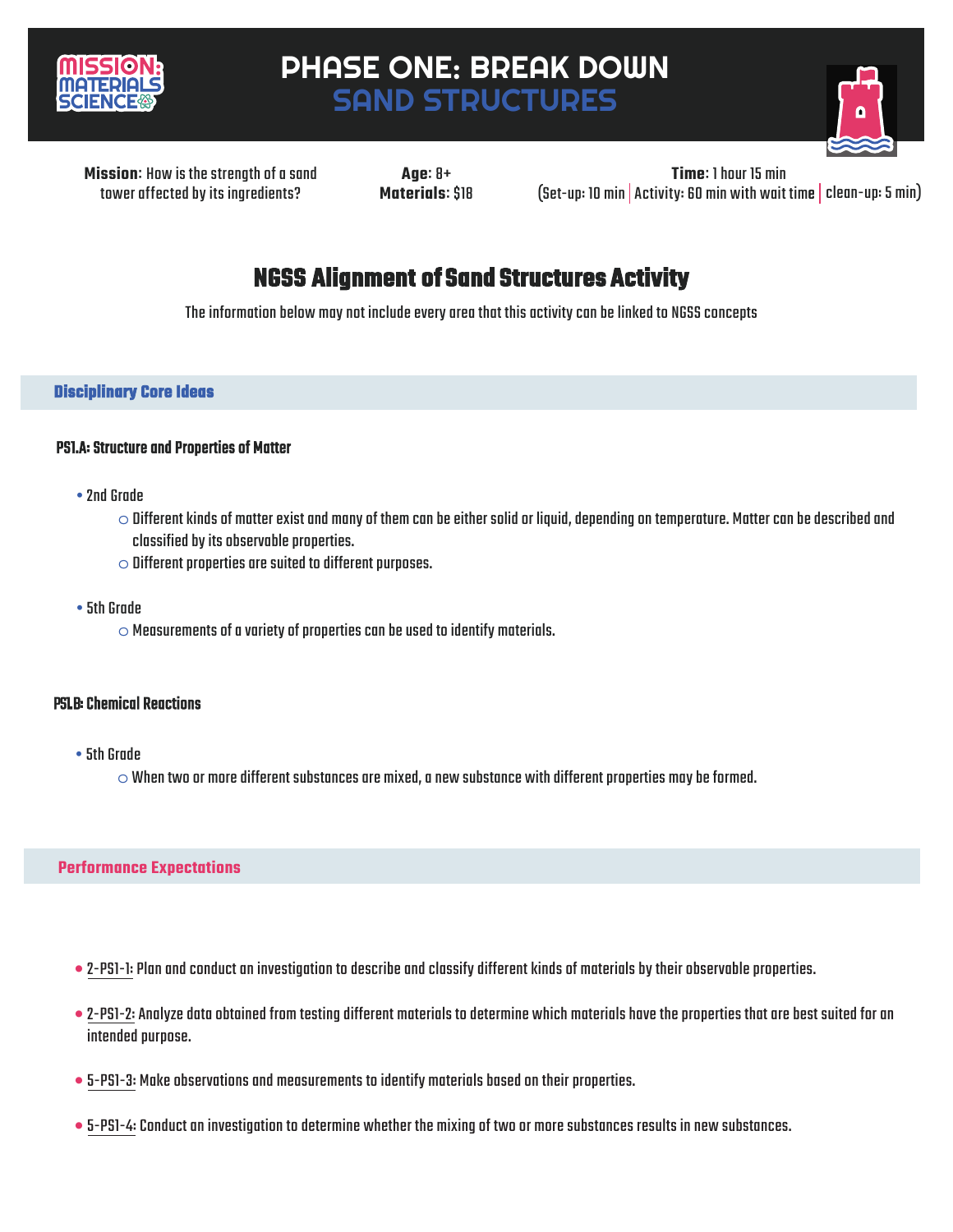# PHASE ONE: BREAK DOWN
## SAND STRUCTURES

**Mission**: How is the strength of a sand tower affected by its ingredients?

**Age**: 8+
**Materials**: $18

**Time**: 1 hour 15 min
(Set-up: 10 min | Activity: 60 min with wait time | clean-up: 5 min)

## NGSS Alignment of Sand Structures Activity

The information below may not include every area that this activity can be linked to NGSS concepts

### Disciplinary Core Ideas

#### PS1.A: Structure and Properties of Matter

- 2nd Grade
  - Different kinds of matter exist and many of them can be either solid or liquid, depending on temperature. Matter can be described and classified by its observable properties.
  - Different properties are suited to different purposes.
- 5th Grade
  - Measurements of a variety of properties can be used to identify materials.

#### PS1.B: Chemical Reactions

- 5th Grade
  - When two or more different substances are mixed, a new substance with different properties may be formed.

### Performance Expectations

- 2-PS1-1: Plan and conduct an investigation to describe and classify different kinds of materials by their observable properties.
- 2-PS1-2: Analyze data obtained from testing different materials to determine which materials have the properties that are best suited for an intended purpose.
- 5-PS1-3: Make observations and measurements to identify materials based on their properties.
- 5-PS1-4: Conduct an investigation to determine whether the mixing of two or more substances results in new substances.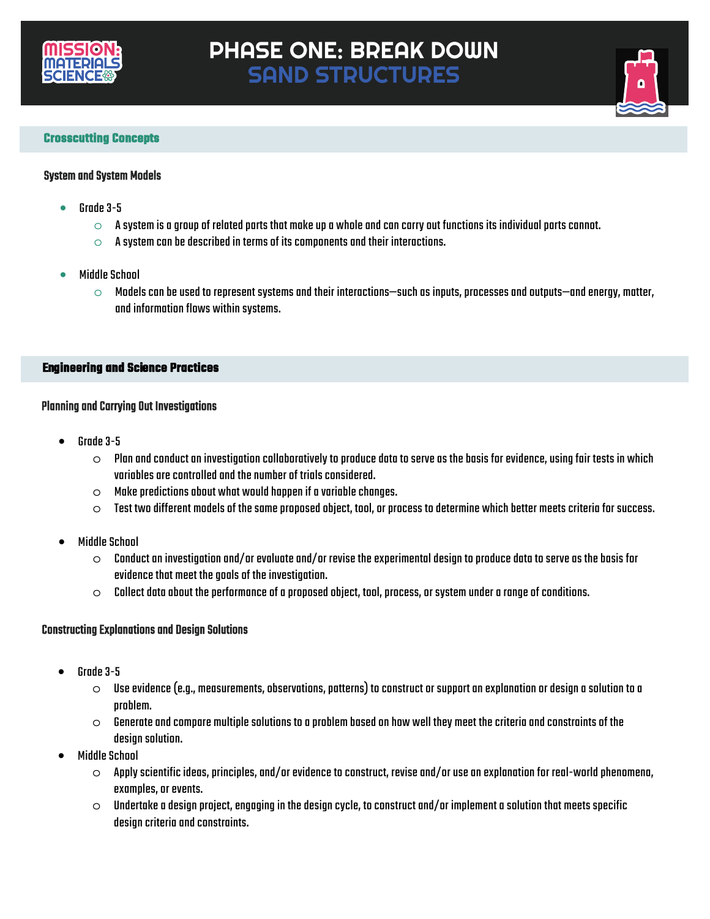# PHASE ONE: BREAK DOWN
## SAND STRUCTURES

### Crosscutting Concepts

**System and System Models**

- Grade 3-5
  - A system is a group of related parts that make up a whole and can carry out functions its individual parts cannot.
  - A system can be described in terms of its components and their interactions.

- Middle School
  - Models can be used to represent systems and their interactions—such as inputs, processes and outputs—and energy, matter, and information flows within systems.

### Engineering and Science Practices

**Planning and Carrying Out Investigations**

- Grade 3-5
  - Plan and conduct an investigation collaboratively to produce data to serve as the basis for evidence, using fair tests in which variables are controlled and the number of trials considered.
  - Make predictions about what would happen if a variable changes.
  - Test two different models of the same proposed object, tool, or process to determine which better meets criteria for success.

- Middle School
  - Conduct an investigation and/or evaluate and/or revise the experimental design to produce data to serve as the basis for evidence that meet the goals of the investigation.
  - Collect data about the performance of a proposed object, tool, process, or system under a range of conditions.

**Constructing Explanations and Design Solutions**

- Grade 3-5
  - Use evidence (e.g., measurements, observations, patterns) to construct or support an explanation or design a solution to a problem.
  - Generate and compare multiple solutions to a problem based on how well they meet the criteria and constraints of the design solution.
- Middle School
  - Apply scientific ideas, principles, and/or evidence to construct, revise and/or use an explanation for real-world phenomena, examples, or events.
  - Undertake a design project, engaging in the design cycle, to construct and/or implement a solution that meets specific design criteria and constraints.